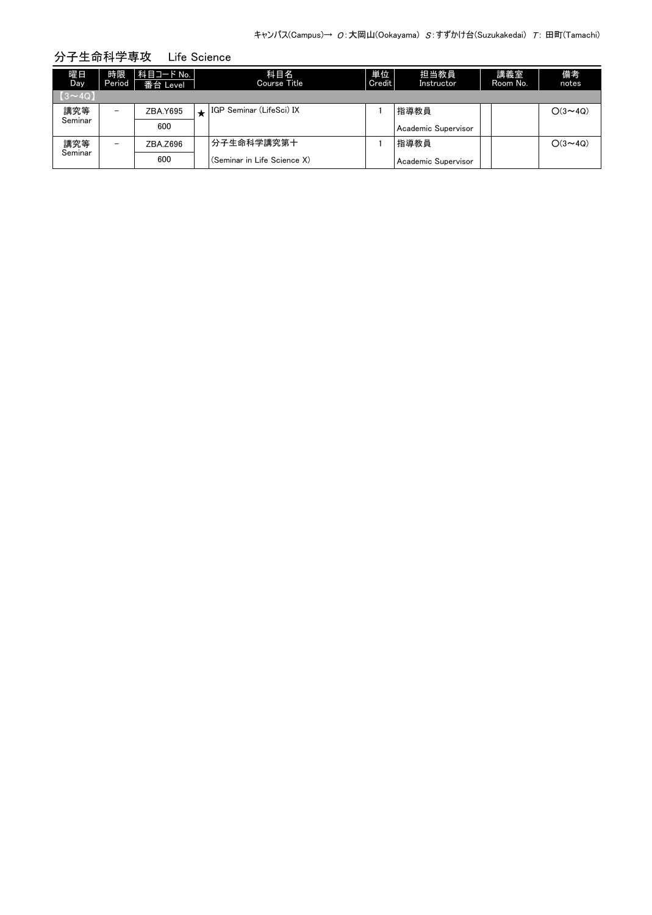キャンパス(Campus)→ O:大岡山(Ookayama) S:すずかけ台(Suzukakedai) T: 田町(Tamachi)

## 分子生命科学専攻　Life Science

| 曜日 Day | 時限 Period | 科目コード No. 番台 Level | | 科目名 Course Title | 単位 Credit | 担当教員 Instructor | 講義室 Room No. | | 備考 notes |
|---|---|---|---|---|---|---|---|---|---|
| 【3～4Q】 | | | | | | | | | |
| 講究等 Seminar | － | ZBA.Y695<br>600 | ★ | IGP Seminar (LifeSci) IX | 1 | 指導教員<br>Academic Supervisor | | | ○(3～4Q) |
| 講究等 Seminar | － | ZBA.Z696<br>600 | | 分子生命科学講究第十<br>(Seminar in Life Science X) | 1 | 指導教員<br>Academic Supervisor | | | ○(3～4Q) |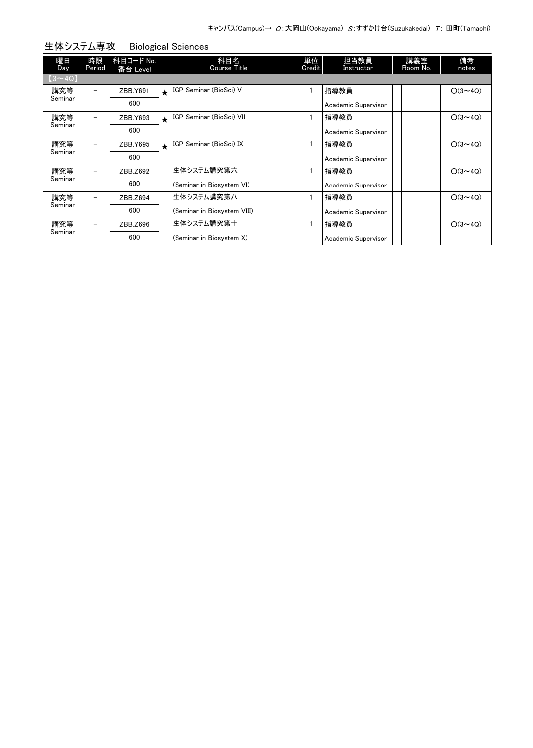キャンパス(Campus)→ O:大岡山(Ookayama) S:すずかけ台(Suzukakedai) T: 田町(Tamachi)

## 生体システム専攻　Biological Sciences

| 曜日 Day | 時限 Period | 科目コード No. / 番台 Level | | 科目名 Course Title | 単位 Credit | 担当教員 Instructor | | 講義室 Room No. | 備考 notes |
|---|---|---|---|---|---|---|---|---|---|
| 【3～4Q】 | | | | | | | | | |
| 講究等 Seminar | － | ZBB.Y691 / 600 | ★ | IGP Seminar (BioSci) V | 1 | 指導教員 Academic Supervisor | | | O(3～4Q) |
| 講究等 Seminar | － | ZBB.Y693 / 600 | ★ | IGP Seminar (BioSci) VII | 1 | 指導教員 Academic Supervisor | | | O(3～4Q) |
| 講究等 Seminar | － | ZBB.Y695 / 600 | ★ | IGP Seminar (BioSci) IX | 1 | 指導教員 Academic Supervisor | | | O(3～4Q) |
| 講究等 Seminar | － | ZBB.Z692 / 600 | | 生体システム講究第六 (Seminar in Biosystem VI) | 1 | 指導教員 Academic Supervisor | | | O(3～4Q) |
| 講究等 Seminar | － | ZBB.Z694 / 600 | | 生体システム講究第八 (Seminar in Biosystem VIII) | 1 | 指導教員 Academic Supervisor | | | O(3～4Q) |
| 講究等 Seminar | － | ZBB.Z696 / 600 | | 生体システム講究第十 (Seminar in Biosystem X) | 1 | 指導教員 Academic Supervisor | | | O(3～4Q) |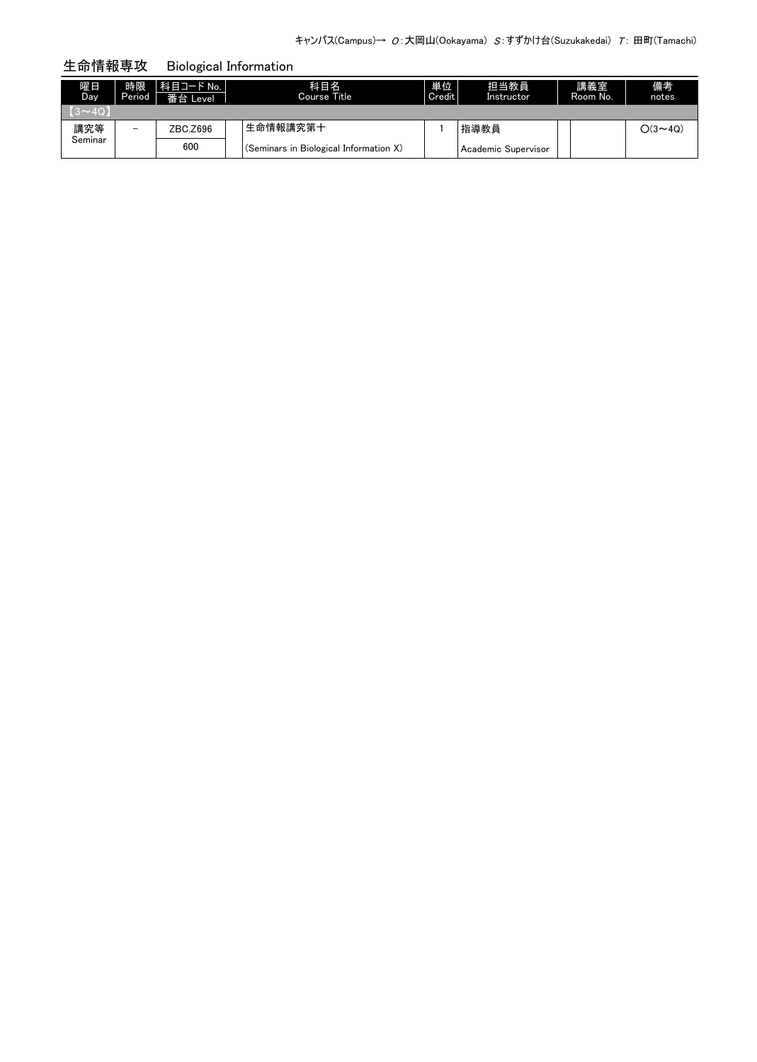キャンパス(Campus)→ *O*:大岡山(Ookayama) *S*:すずかけ台(Suzukakedai) *T*: 田町(Tamachi)

## 生命情報専攻　Biological Information

| 曜日 Day | 時限 Period | 科目コード No. 番台 Level | | 科目名 Course Title | 単位 Credit | 担当教員 Instructor | | 講義室 Room No. | 備考 notes |
|---|---|---|---|---|---|---|---|---|---|
| 【3〜4Q】 | | | | | | | | | |
| 講究等 Seminar | － | ZBC.Z696 600 | | 生命情報講究第十 (Seminars in Biological Information X) | 1 | 指導教員 Academic Supervisor | | | O(3〜4Q) |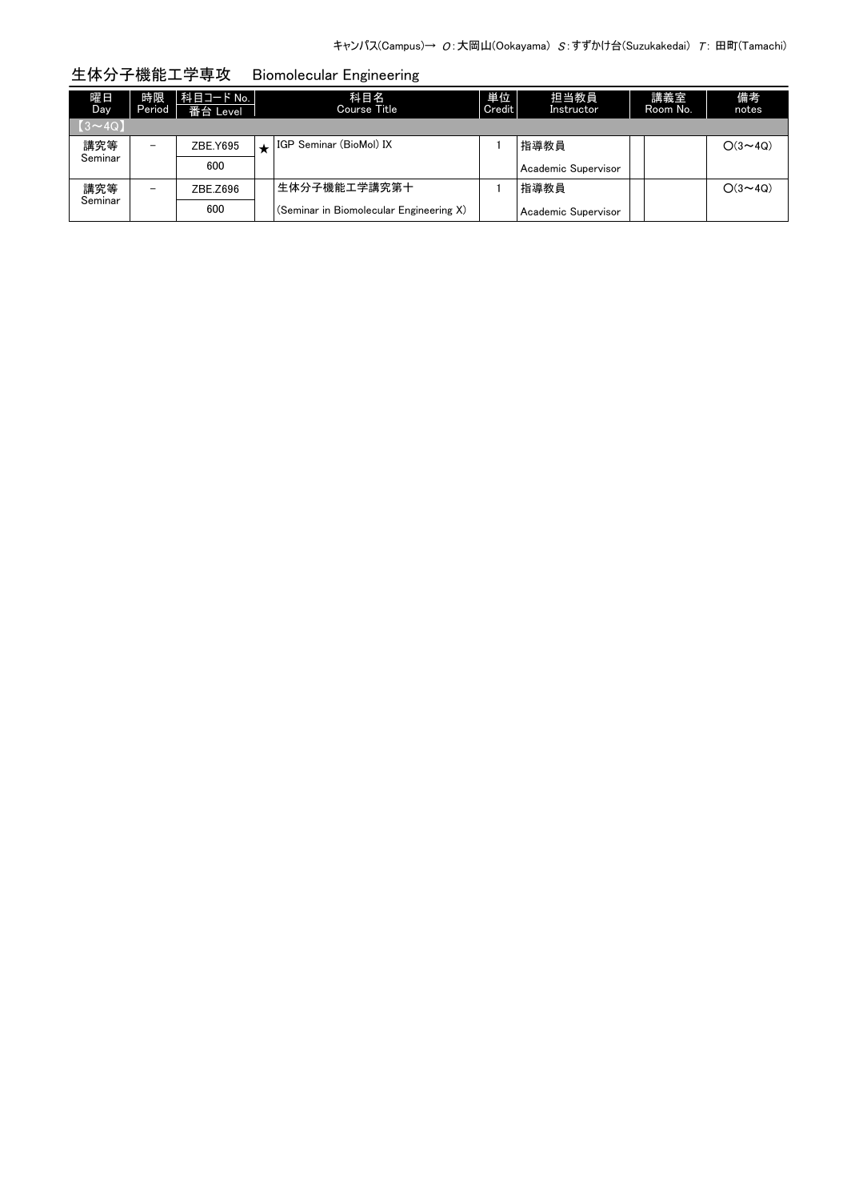キャンパス(Campus)→ O：大岡山(Ookayama) S：すずかけ台(Suzukakedai) T：田町(Tamachi)

## 生体分子機能工学専攻 Biomolecular Engineering

| 曜日 Day | 時限 Period | 科目コード No. 番台 Level | | 科目名 Course Title | 単位 Credit | 担当教員 Instructor | 講義室 Room No. | | 備考 notes |
|---|---|---|---|---|---|---|---|---|---|
| 【3～4Q】 | | | | | | | | | |
| 講究等 Seminar | – | ZBE.Y695 600 | ★ | IGP Seminar (BioMol) IX | 1 | 指導教員 Academic Supervisor | | | ○(3～4Q) |
| 講究等 Seminar | – | ZBE.Z696 600 | | 生体分子機能工学講究第十 (Seminar in Biomolecular Engineering X) | 1 | 指導教員 Academic Supervisor | | | ○(3～4Q) |